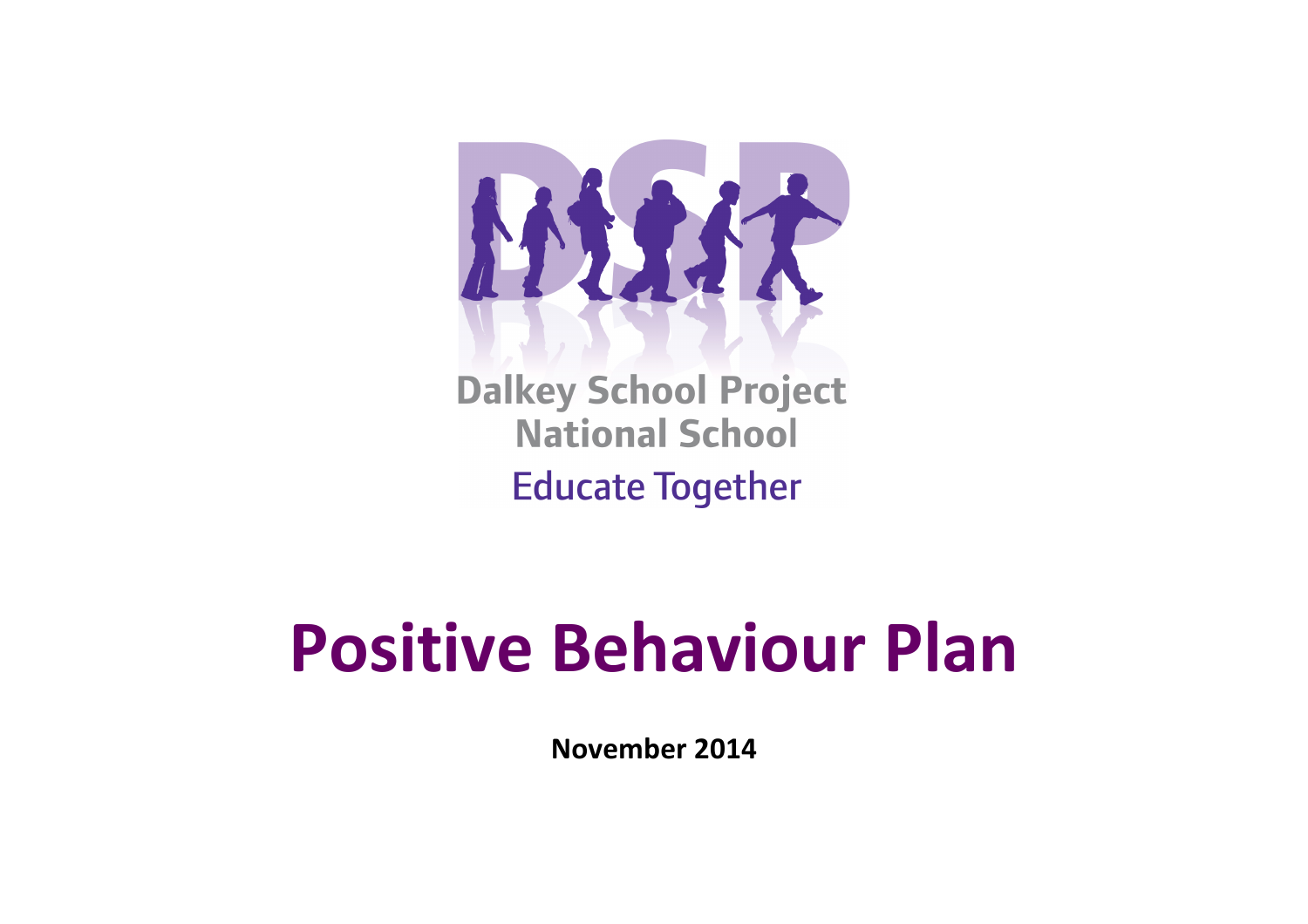Dalkey School Project National School

Educate Together

# Positive Behaviour Plan

**November 2014**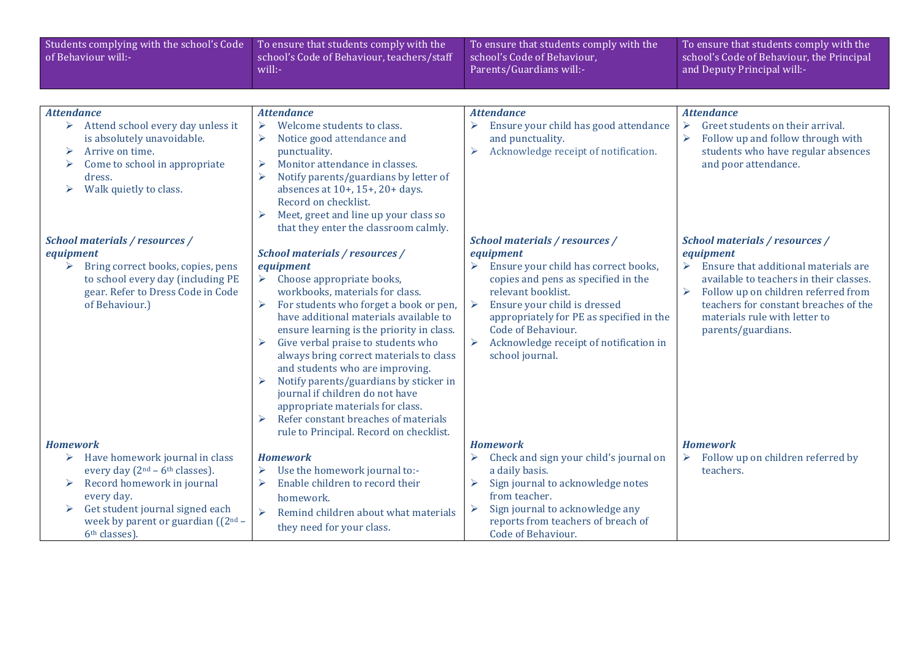| Students complying with the school's Code of Behaviour will:- | To ensure that students comply with the school's Code of Behaviour, teachers/staff will:- | To ensure that students comply with the school's Code of Behaviour, Parents/Guardians will:- | To ensure that students comply with the school's Code of Behaviour, the Principal and Deputy Principal will:- |
|---|---|---|---|
| ***Attendance***<br>➢ Attend school every day unless it is absolutely unavoidable.<br>➢ Arrive on time.<br>➢ Come to school in appropriate dress.<br>➢ Walk quietly to class. | ***Attendance***<br>➢ Welcome students to class.<br>➢ Notice good attendance and punctuality.<br>➢ Monitor attendance in classes.<br>➢ Notify parents/guardians by letter of absences at 10+, 15+, 20+ days. Record on checklist.<br>➢ Meet, greet and line up your class so that they enter the classroom calmly. | ***Attendance***<br>➢ Ensure your child has good attendance and punctuality.<br>➢ Acknowledge receipt of notification. | ***Attendance***<br>➢ Greet students on their arrival.<br>➢ Follow up and follow through with students who have regular absences and poor attendance. |
| ***School materials / resources / equipment***<br>➢ Bring correct books, copies, pens to school every day (including PE gear. Refer to Dress Code in Code of Behaviour.) | ***School materials / resources / equipment***<br>➢ Choose appropriate books, workbooks, materials for class.<br>➢ For students who forget a book or pen, have additional materials available to ensure learning is the priority in class.<br>➢ Give verbal praise to students who always bring correct materials to class and students who are improving.<br>➢ Notify parents/guardians by sticker in journal if children do not have appropriate materials for class.<br>➢ Refer constant breaches of materials rule to Principal. Record on checklist. | ***School materials / resources / equipment***<br>➢ Ensure your child has correct books, copies and pens as specified in the relevant booklist.<br>➢ Ensure your child is dressed appropriately for PE as specified in the Code of Behaviour.<br>➢ Acknowledge receipt of notification in school journal. | ***School materials / resources / equipment***<br>➢ Ensure that additional materials are available to teachers in their classes.<br>➢ Follow up on children referred from teachers for constant breaches of the materials rule with letter to parents/guardians. |
| ***Homework***<br>➢ Have homework journal in class every day (2nd – 6th classes).<br>➢ Record homework in journal every day.<br>➢ Get student journal signed each week by parent or guardian ((2nd – 6th classes). | ***Homework***<br>➢ Use the homework journal to:-<br>➢ Enable children to record their homework.<br>➢ Remind children about what materials they need for your class. | ***Homework***<br>➢ Check and sign your child's journal on a daily basis.<br>➢ Sign journal to acknowledge notes from teacher.<br>➢ Sign journal to acknowledge any reports from teachers of breach of Code of Behaviour. | ***Homework***<br>➢ Follow up on children referred by teachers. |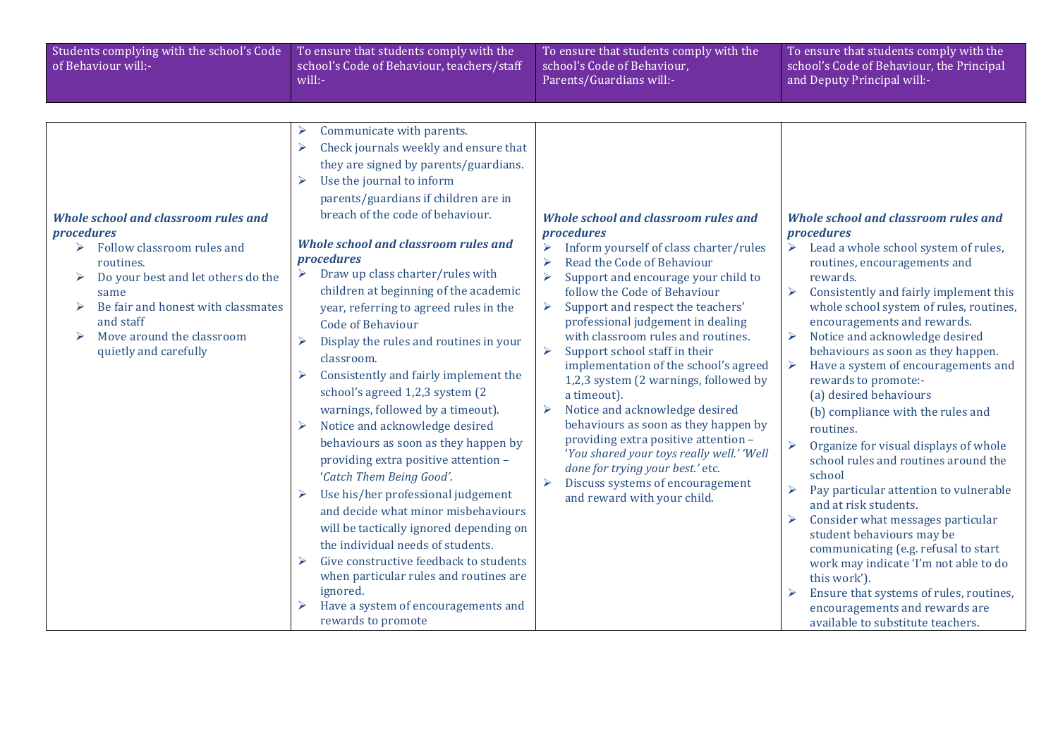| Students complying with the school's Code of Behaviour will:- | To ensure that students comply with the school's Code of Behaviour, teachers/staff will:- | To ensure that students comply with the school's Code of Behaviour, Parents/Guardians will:- | To ensure that students comply with the school's Code of Behaviour, the Principal and Deputy Principal will:- |
|---|---|---|---|
| ***Whole school and classroom rules and procedures***<br>➢ Follow classroom rules and routines.<br>➢ Do your best and let others do the same<br>➢ Be fair and honest with classmates and staff<br>➢ Move around the classroom quietly and carefully | ➢ Communicate with parents.<br>➢ Check journals weekly and ensure that they are signed by parents/guardians.<br>➢ Use the journal to inform parents/guardians if children are in breach of the code of behaviour.<br><br>***Whole school and classroom rules and procedures***<br>➢ Draw up class charter/rules with children at beginning of the academic year, referring to agreed rules in the Code of Behaviour<br>➢ Display the rules and routines in your classroom.<br>➢ Consistently and fairly implement the school's agreed 1,2,3 system (2 warnings, followed by a timeout).<br>➢ Notice and acknowledge desired behaviours as soon as they happen by providing extra positive attention – '*Catch Them Being Good'*.<br>➢ Use his/her professional judgement and decide what minor misbehaviours will be tactically ignored depending on the individual needs of students.<br>➢ Give constructive feedback to students when particular rules and routines are ignored.<br>➢ Have a system of encouragements and rewards to promote | ***Whole school and classroom rules and procedures***<br>➢ Inform yourself of class charter/rules<br>➢ Read the Code of Behaviour<br>➢ Support and encourage your child to follow the Code of Behaviour<br>➢ Support and respect the teachers' professional judgement in dealing with classroom rules and routines.<br>➢ Support school staff in their implementation of the school's agreed 1,2,3 system (2 warnings, followed by a timeout).<br>➢ Notice and acknowledge desired behaviours as soon as they happen by providing extra positive attention – '*You shared your toys really well.' 'Well done for trying your best.'* etc.<br>➢ Discuss systems of encouragement and reward with your child. | ***Whole school and classroom rules and procedures***<br>➢ Lead a whole school system of rules, routines, encouragements and rewards.<br>➢ Consistently and fairly implement this whole school system of rules, routines, encouragements and rewards.<br>➢ Notice and acknowledge desired behaviours as soon as they happen.<br>➢ Have a system of encouragements and rewards to promote:-<br>(a) desired behaviours<br>(b) compliance with the rules and routines.<br>➢ Organize for visual displays of whole school rules and routines around the school<br>➢ Pay particular attention to vulnerable and at risk students.<br>➢ Consider what messages particular student behaviours may be communicating (e.g. refusal to start work may indicate 'I'm not able to do this work').<br>➢ Ensure that systems of rules, routines, encouragements and rewards are available to substitute teachers. |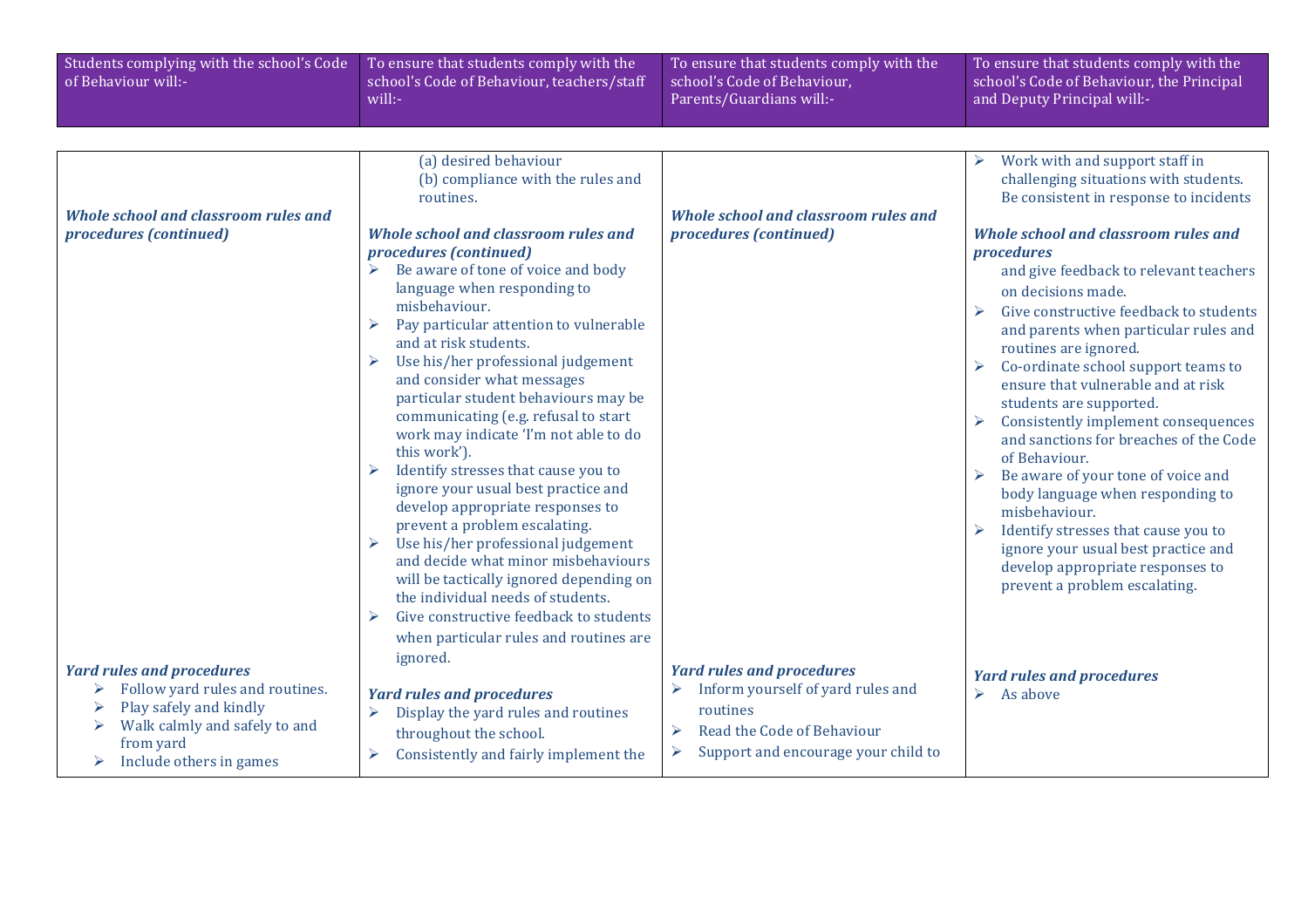| Students complying with the school's Code of Behaviour will:- | To ensure that students comply with the school's Code of Behaviour, teachers/staff will:- | To ensure that students comply with the school's Code of Behaviour, Parents/Guardians will:- | To ensure that students comply with the school's Code of Behaviour, the Principal and Deputy Principal will:- |
|---|---|---|---|
| ***Whole school and classroom rules and procedures (continued)*** | (a) desired behaviour<br>(b) compliance with the rules and routines.<br><br>***Whole school and classroom rules and procedures (continued)***<br>➢ Be aware of tone of voice and body language when responding to misbehaviour.<br>➢ Pay particular attention to vulnerable and at risk students.<br>➢ Use his/her professional judgement and consider what messages particular student behaviours may be communicating (e.g. refusal to start work may indicate 'I'm not able to do this work').<br>➢ Identify stresses that cause you to ignore your usual best practice and develop appropriate responses to prevent a problem escalating.<br>➢ Use his/her professional judgement and decide what minor misbehaviours will be tactically ignored depending on the individual needs of students.<br>➢ Give constructive feedback to students when particular rules and routines are ignored. | ***Whole school and classroom rules and procedures (continued)*** | ➢ Work with and support staff in challenging situations with students. Be consistent in response to incidents<br><br>***Whole school and classroom rules and procedures***<br>and give feedback to relevant teachers on decisions made.<br>➢ Give constructive feedback to students and parents when particular rules and routines are ignored.<br>➢ Co-ordinate school support teams to ensure that vulnerable and at risk students are supported.<br>➢ Consistently implement consequences and sanctions for breaches of the Code of Behaviour.<br>➢ Be aware of your tone of voice and body language when responding to misbehaviour.<br>➢ Identify stresses that cause you to ignore your usual best practice and develop appropriate responses to prevent a problem escalating. |
| ***Yard rules and procedures***<br>➢ Follow yard rules and routines.<br>➢ Play safely and kindly<br>➢ Walk calmly and safely to and from yard<br>➢ Include others in games | ***Yard rules and procedures***<br>➢ Display the yard rules and routines throughout the school.<br>➢ Consistently and fairly implement the | ***Yard rules and procedures***<br>➢ Inform yourself of yard rules and routines<br>➢ Read the Code of Behaviour<br>➢ Support and encourage your child to | ***Yard rules and procedures***<br>➢ As above |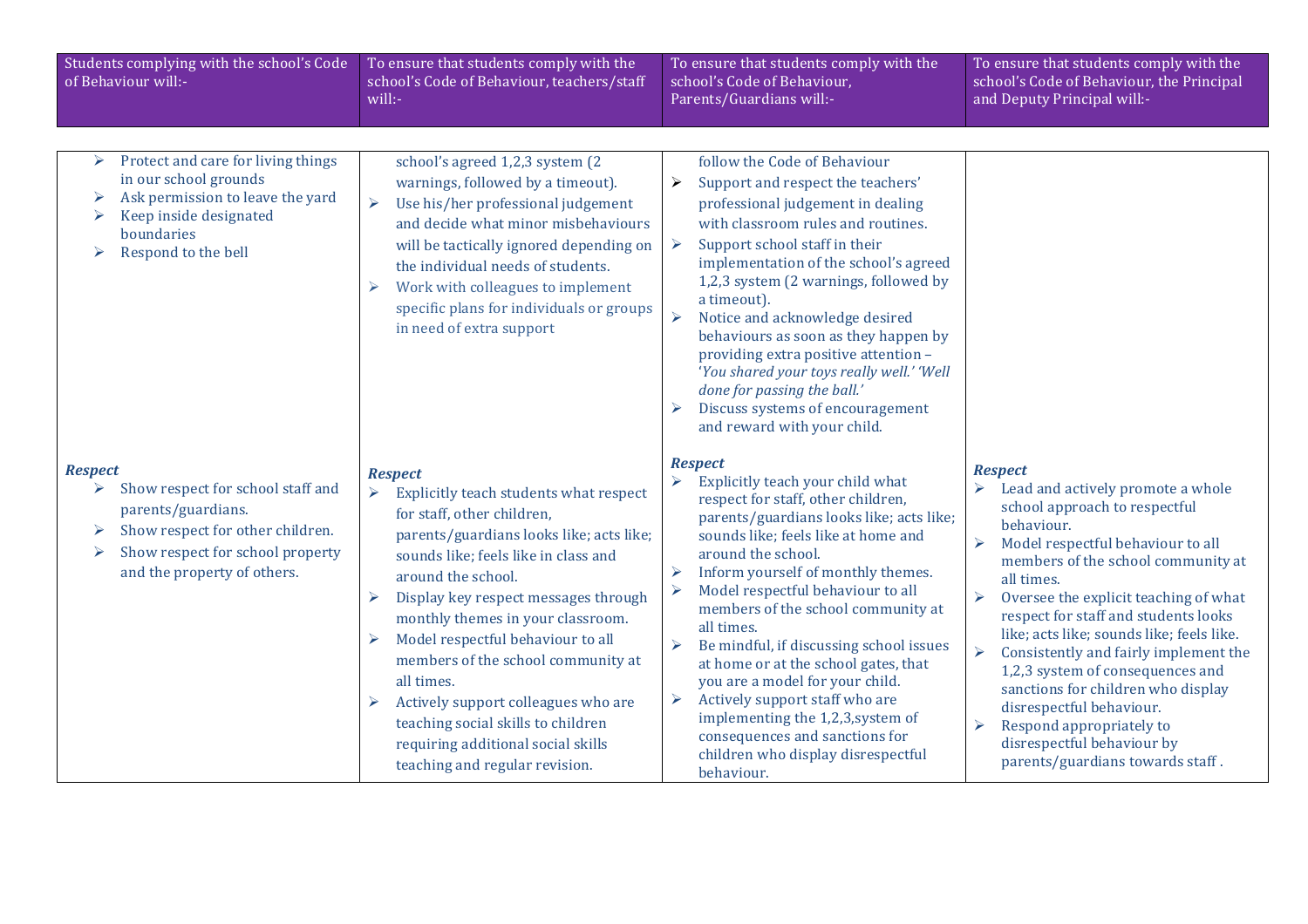| Students complying with the school's Code of Behaviour will:- | To ensure that students comply with the school's Code of Behaviour, teachers/staff will:- | To ensure that students comply with the school's Code of Behaviour, Parents/Guardians will:- | To ensure that students comply with the school's Code of Behaviour, the Principal and Deputy Principal will:- |
|---|---|---|---|
| ➢ Protect and care for living things in our school grounds<br>➢ Ask permission to leave the yard<br>➢ Keep inside designated boundaries<br>➢ Respond to the bell | school's agreed 1,2,3 system (2 warnings, followed by a timeout).<br>➢ Use his/her professional judgement and decide what minor misbehaviours will be tactically ignored depending on the individual needs of students.<br>➢ Work with colleagues to implement specific plans for individuals or groups in need of extra support | follow the Code of Behaviour<br>➢ Support and respect the teachers' professional judgement in dealing with classroom rules and routines.<br>➢ Support school staff in their implementation of the school's agreed 1,2,3 system (2 warnings, followed by a timeout).<br>➢ Notice and acknowledge desired behaviours as soon as they happen by providing extra positive attention – '*You shared your toys really well.' 'Well done for passing the ball.'*<br>➢ Discuss systems of encouragement and reward with your child. | |
| ***Respect***<br>➢ Show respect for school staff and parents/guardians.<br>➢ Show respect for other children.<br>➢ Show respect for school property and the property of others. | ***Respect***<br>➢ Explicitly teach students what respect for staff, other children, parents/guardians looks like; acts like; sounds like; feels like in class and around the school.<br>➢ Display key respect messages through monthly themes in your classroom.<br>➢ Model respectful behaviour to all members of the school community at all times.<br>➢ Actively support colleagues who are teaching social skills to children requiring additional social skills teaching and regular revision. | ***Respect***<br>➢ Explicitly teach your child what respect for staff, other children, parents/guardians looks like; acts like; sounds like; feels like at home and around the school.<br>➢ Inform yourself of monthly themes.<br>➢ Model respectful behaviour to all members of the school community at all times.<br>➢ Be mindful, if discussing school issues at home or at the school gates, that you are a model for your child.<br>➢ Actively support staff who are implementing the 1,2,3,system of consequences and sanctions for children who display disrespectful behaviour. | ***Respect***<br>➢ Lead and actively promote a whole school approach to respectful behaviour.<br>➢ Model respectful behaviour to all members of the school community at all times.<br>➢ Oversee the explicit teaching of what respect for staff and students looks like; acts like; sounds like; feels like.<br>➢ Consistently and fairly implement the 1,2,3 system of consequences and sanctions for children who display disrespectful behaviour.<br>➢ Respond appropriately to disrespectful behaviour by parents/guardians towards staff . |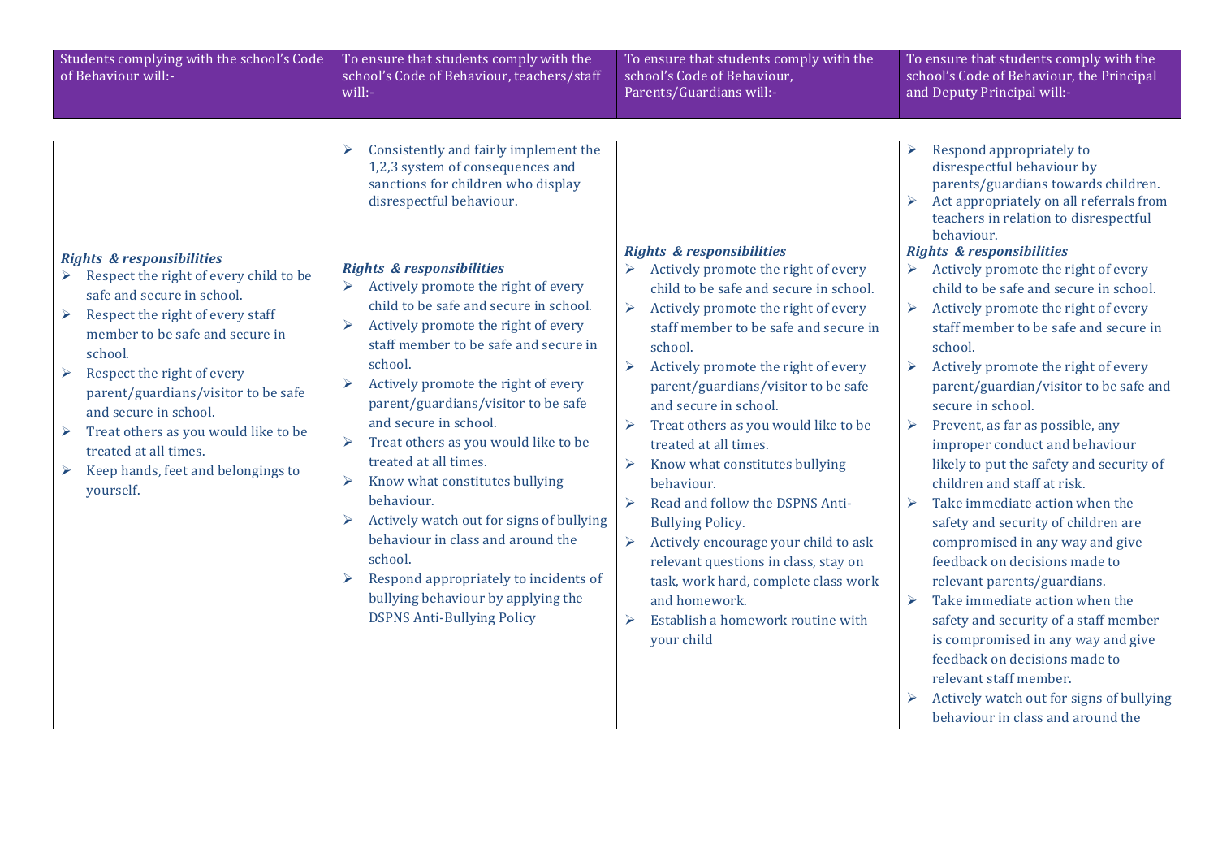| Students complying with the school's Code of Behaviour will:- | To ensure that students comply with the school's Code of Behaviour, teachers/staff will:- | To ensure that students comply with the school's Code of Behaviour, Parents/Guardians will:- | To ensure that students comply with the school's Code of Behaviour, the Principal and Deputy Principal will:- |
|---|---|---|---|
| ***Rights & responsibilities***<br>➢ Respect the right of every child to be safe and secure in school.<br>➢ Respect the right of every staff member to be safe and secure in school.<br>➢ Respect the right of every parent/guardians/visitor to be safe and secure in school.<br>➢ Treat others as you would like to be treated at all times.<br>➢ Keep hands, feet and belongings to yourself. | ➢ Consistently and fairly implement the 1,2,3 system of consequences and sanctions for children who display disrespectful behaviour.<br><br>***Rights & responsibilities***<br>➢ Actively promote the right of every child to be safe and secure in school.<br>➢ Actively promote the right of every staff member to be safe and secure in school.<br>➢ Actively promote the right of every parent/guardians/visitor to be safe and secure in school.<br>➢ Treat others as you would like to be treated at all times.<br>➢ Know what constitutes bullying behaviour.<br>➢ Actively watch out for signs of bullying behaviour in class and around the school.<br>➢ Respond appropriately to incidents of bullying behaviour by applying the DSPNS Anti-Bullying Policy | ***Rights & responsibilities***<br>➢ Actively promote the right of every child to be safe and secure in school.<br>➢ Actively promote the right of every staff member to be safe and secure in school.<br>➢ Actively promote the right of every parent/guardians/visitor to be safe and secure in school.<br>➢ Treat others as you would like to be treated at all times.<br>➢ Know what constitutes bullying behaviour.<br>➢ Read and follow the DSPNS Anti-Bullying Policy.<br>➢ Actively encourage your child to ask relevant questions in class, stay on task, work hard, complete class work and homework.<br>➢ Establish a homework routine with your child | ➢ Respond appropriately to disrespectful behaviour by parents/guardians towards children.<br>➢ Act appropriately on all referrals from teachers in relation to disrespectful behaviour.<br>***Rights & responsibilities***<br>➢ Actively promote the right of every child to be safe and secure in school.<br>➢ Actively promote the right of every staff member to be safe and secure in school.<br>➢ Actively promote the right of every parent/guardian/visitor to be safe and secure in school.<br>➢ Prevent, as far as possible, any improper conduct and behaviour likely to put the safety and security of children and staff at risk.<br>➢ Take immediate action when the safety and security of children are compromised in any way and give feedback on decisions made to relevant parents/guardians.<br>➢ Take immediate action when the safety and security of a staff member is compromised in any way and give feedback on decisions made to relevant staff member.<br>➢ Actively watch out for signs of bullying behaviour in class and around the |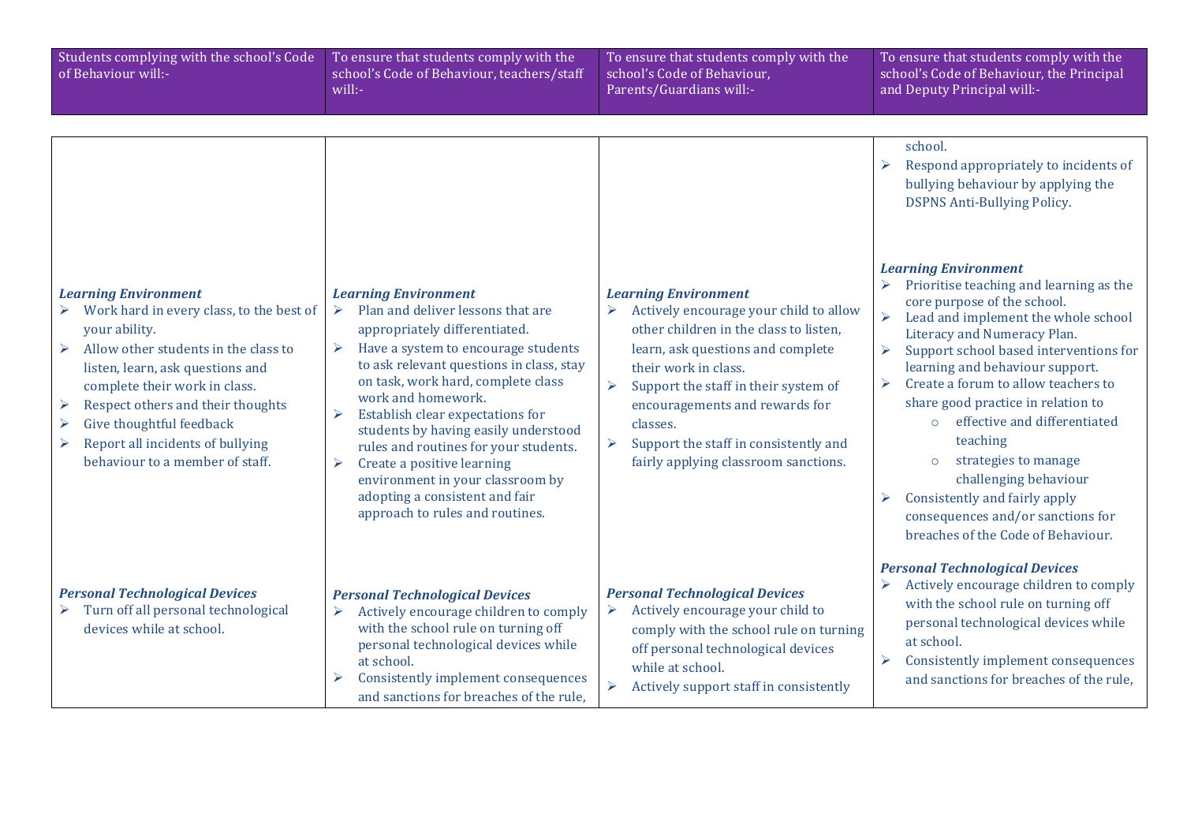| Students complying with the school's Code of Behaviour will:- | To ensure that students comply with the school's Code of Behaviour, teachers/staff will:- | To ensure that students comply with the school's Code of Behaviour, Parents/Guardians will:- | To ensure that students comply with the school's Code of Behaviour, the Principal and Deputy Principal will:- |
|---|---|---|---|
| | | | school.<br>➢ Respond appropriately to incidents of bullying behaviour by applying the DSPNS Anti-Bullying Policy. |
| ***Learning Environment***<br>➢ Work hard in every class, to the best of your ability.<br>➢ Allow other students in the class to listen, learn, ask questions and complete their work in class.<br>➢ Respect others and their thoughts<br>➢ Give thoughtful feedback<br>➢ Report all incidents of bullying behaviour to a member of staff. | ***Learning Environment***<br>➢ Plan and deliver lessons that are appropriately differentiated.<br>➢ Have a system to encourage students to ask relevant questions in class, stay on task, work hard, complete class work and homework.<br>➢ Establish clear expectations for students by having easily understood rules and routines for your students.<br>➢ Create a positive learning environment in your classroom by adopting a consistent and fair approach to rules and routines. | ***Learning Environment***<br>➢ Actively encourage your child to allow other children in the class to listen, learn, ask questions and complete their work in class.<br>➢ Support the staff in their system of encouragements and rewards for classes.<br>➢ Support the staff in consistently and fairly applying classroom sanctions. | ***Learning Environment***<br>➢ Prioritise teaching and learning as the core purpose of the school.<br>➢ Lead and implement the whole school Literacy and Numeracy Plan.<br>➢ Support school based interventions for learning and behaviour support.<br>➢ Create a forum to allow teachers to share good practice in relation to<br>○ effective and differentiated teaching<br>○ strategies to manage challenging behaviour<br>➢ Consistently and fairly apply consequences and/or sanctions for breaches of the Code of Behaviour. |
| ***Personal Technological Devices***<br>➢ Turn off all personal technological devices while at school. | ***Personal Technological Devices***<br>➢ Actively encourage children to comply with the school rule on turning off personal technological devices while at school.<br>➢ Consistently implement consequences and sanctions for breaches of the rule, | ***Personal Technological Devices***<br>➢ Actively encourage your child to comply with the school rule on turning off personal technological devices while at school.<br>➢ Actively support staff in consistently | ***Personal Technological Devices***<br>➢ Actively encourage children to comply with the school rule on turning off personal technological devices while at school.<br>➢ Consistently implement consequences and sanctions for breaches of the rule, |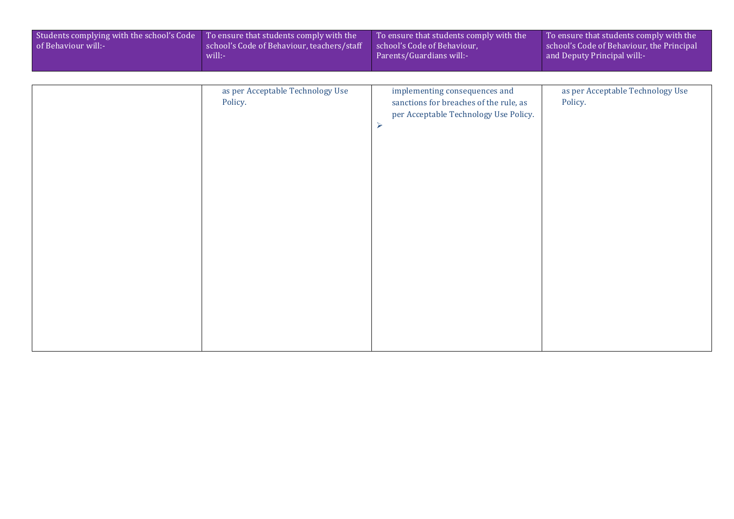| Students complying with the school's Code of Behaviour will:- | To ensure that students comply with the school's Code of Behaviour, teachers/staff will:- | To ensure that students comply with the school's Code of Behaviour, Parents/Guardians will:- | To ensure that students comply with the school's Code of Behaviour, the Principal and Deputy Principal will:- |
|---|---|---|---|
| | as per Acceptable Technology Use Policy. | implementing consequences and sanctions for breaches of the rule, as per Acceptable Technology Use Policy.<br>➢ | as per Acceptable Technology Use Policy. |